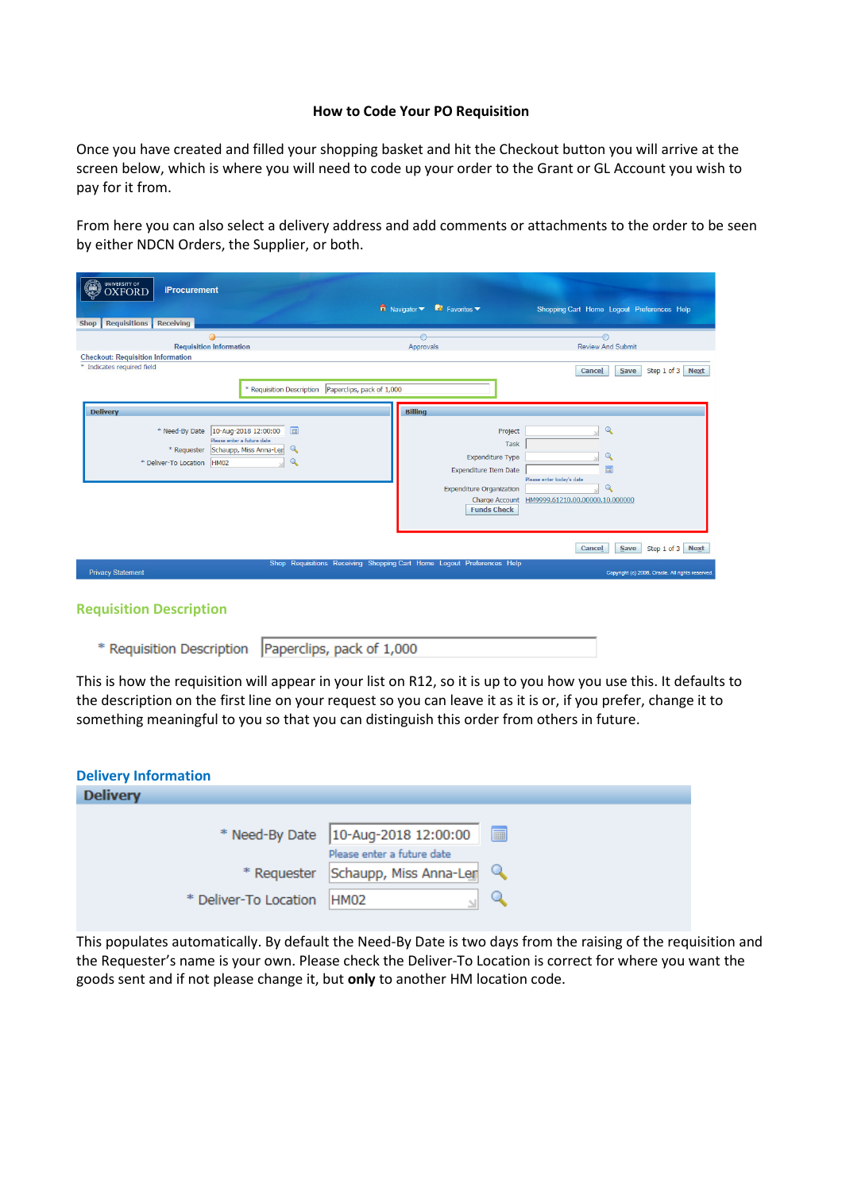**How to Code Your PO Requisition**

Once you have created and filled your shopping basket and hit the Checkout button you will arrive at the screen below, which is where you will need to code up your order to the Grant or GL Account you wish to pay for it from.

From here you can also select a delivery address and add comments or attachments to the order to be seen by either NDCN Orders, the Supplier, or both.

## Requisition Description

\* Requisition Description: Paperclips, pack of 1,000

This is how the requisition will appear in your list on R12, so it is up to you how you use this. It defaults to the description on the first line on your request so you can leave it as it is or, if you prefer, change it to something meaningful to you so that you can distinguish this order from others in future.

## Delivery Information

**Delivery**

- \* Need-By Date: 10-Aug-2018 12:00:00 (Please enter a future date)
- \* Requester: Schaupp, Miss Anna-Ler
- \* Deliver-To Location: HM02

This populates automatically. By default the Need-By Date is two days from the raising of the requisition and the Requester's name is your own. Please check the Deliver-To Location is correct for where you want the goods sent and if not please change it, but **only** to another HM location code.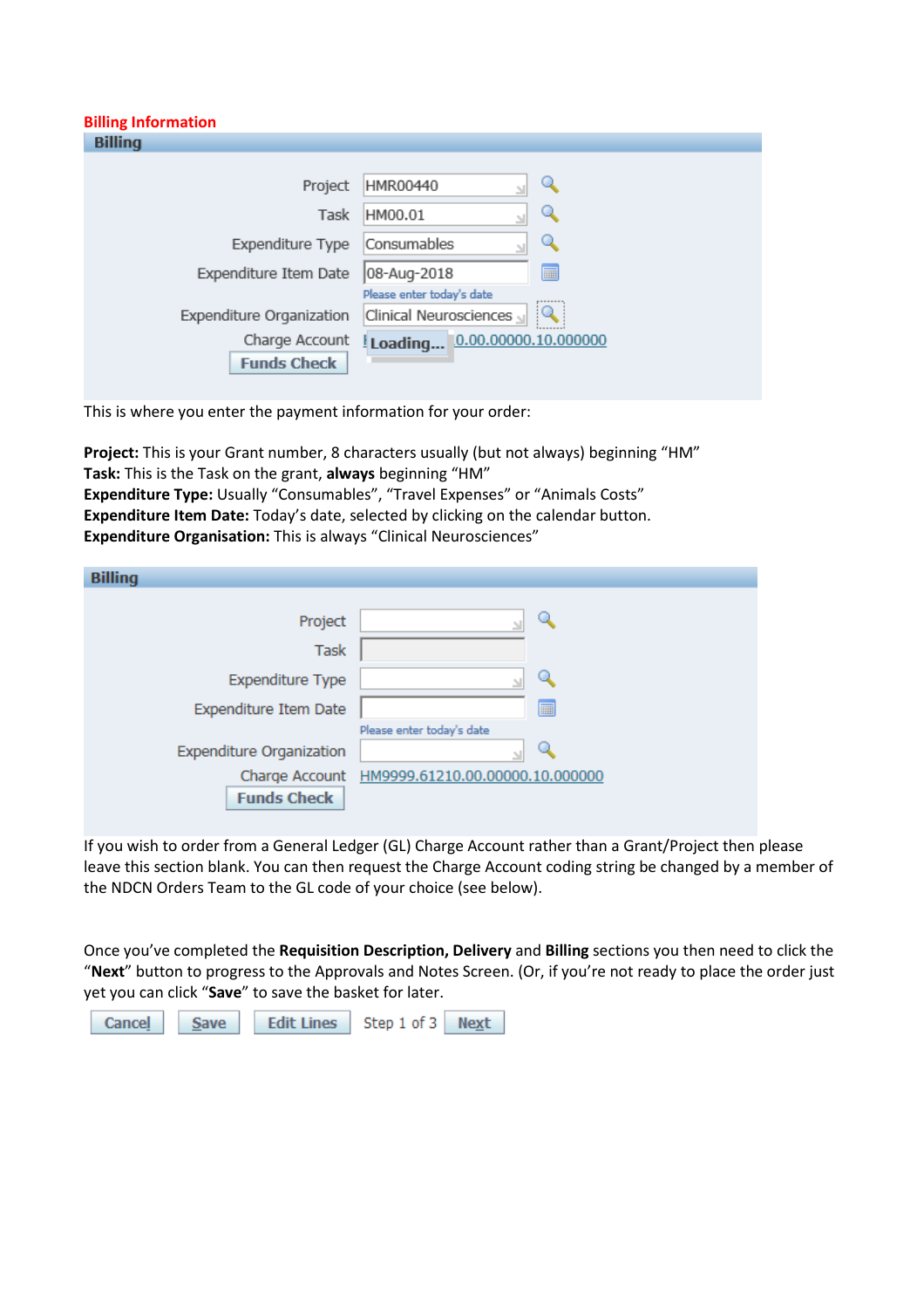**Billing Information**

**Billing**

| | |
|---|---|
| Project | HMR00440 |
| Task | HM00.01 |
| Expenditure Type | Consumables |
| Expenditure Item Date | 08-Aug-2018 <br> Please enter today's date |
| Expenditure Organization | Clinical Neurosciences |
| Charge Account | Loading... 0.00.00000.10.000000 |

Funds Check

This is where you enter the payment information for your order:

**Project:** This is your Grant number, 8 characters usually (but not always) beginning "HM"
**Task:** This is the Task on the grant, **always** beginning "HM"
**Expenditure Type:** Usually "Consumables", "Travel Expenses" or "Animals Costs"
**Expenditure Item Date:** Today's date, selected by clicking on the calendar button.
**Expenditure Organisation:** This is always "Clinical Neurosciences"

**Billing**

| | |
|---|---|
| Project | |
| Task | |
| Expenditure Type | |
| Expenditure Item Date | Please enter today's date |
| Expenditure Organization | |
| Charge Account | HM9999.61210.00.00000.10.000000 |

Funds Check

If you wish to order from a General Ledger (GL) Charge Account rather than a Grant/Project then please leave this section blank. You can then request the Charge Account coding string be changed by a member of the NDCN Orders Team to the GL code of your choice (see below).

Once you've completed the **Requisition Description, Delivery** and **Billing** sections you then need to click the "**Next**" button to progress to the Approvals and Notes Screen. (Or, if you're not ready to place the order just yet you can click "**Save**" to save the basket for later.

Cancel | Save | Edit Lines | Step 1 of 3 | Next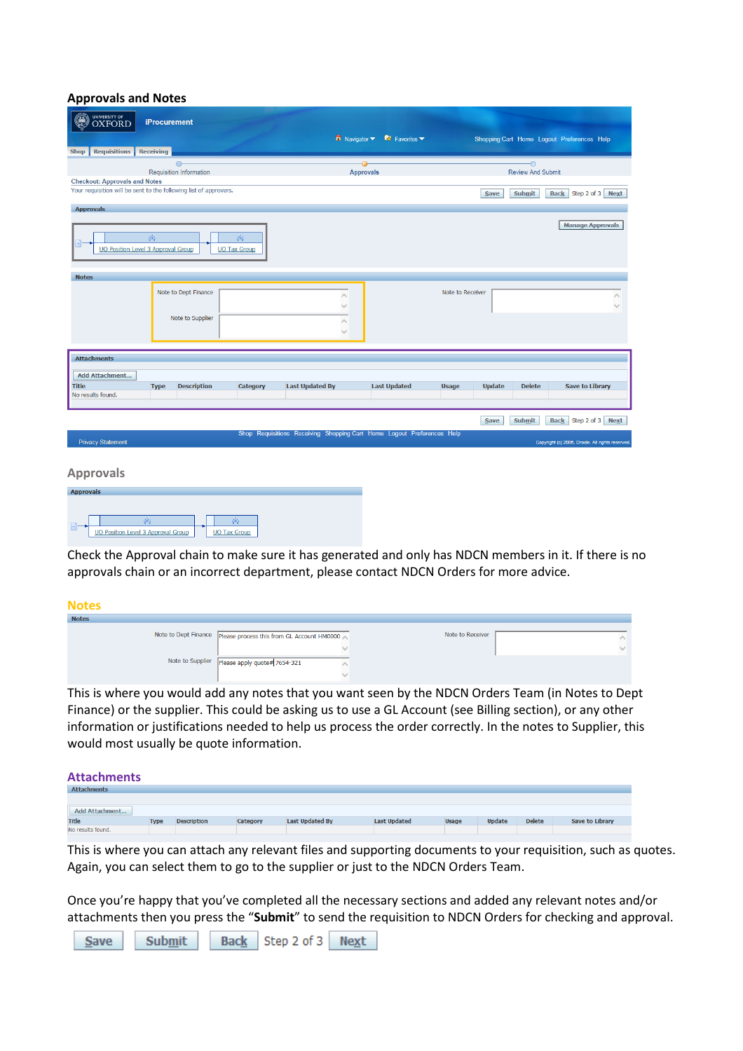## Approvals and Notes

### Approvals

Check the Approval chain to make sure it has generated and only has NDCN members in it. If there is no approvals chain or an incorrect department, please contact NDCN Orders for more advice.

### Notes

This is where you would add any notes that you want seen by the NDCN Orders Team (in Notes to Dept Finance) or the supplier. This could be asking us to use a GL Account (see Billing section), or any other information or justifications needed to help us process the order correctly. In the notes to Supplier, this would most usually be quote information.

### Attachments

This is where you can attach any relevant files and supporting documents to your requisition, such as quotes. Again, you can select them to go to the supplier or just to the NDCN Orders Team.

Once you're happy that you've completed all the necessary sections and added any relevant notes and/or attachments then you press the "**Submit**" to send the requisition to NDCN Orders for checking and approval.